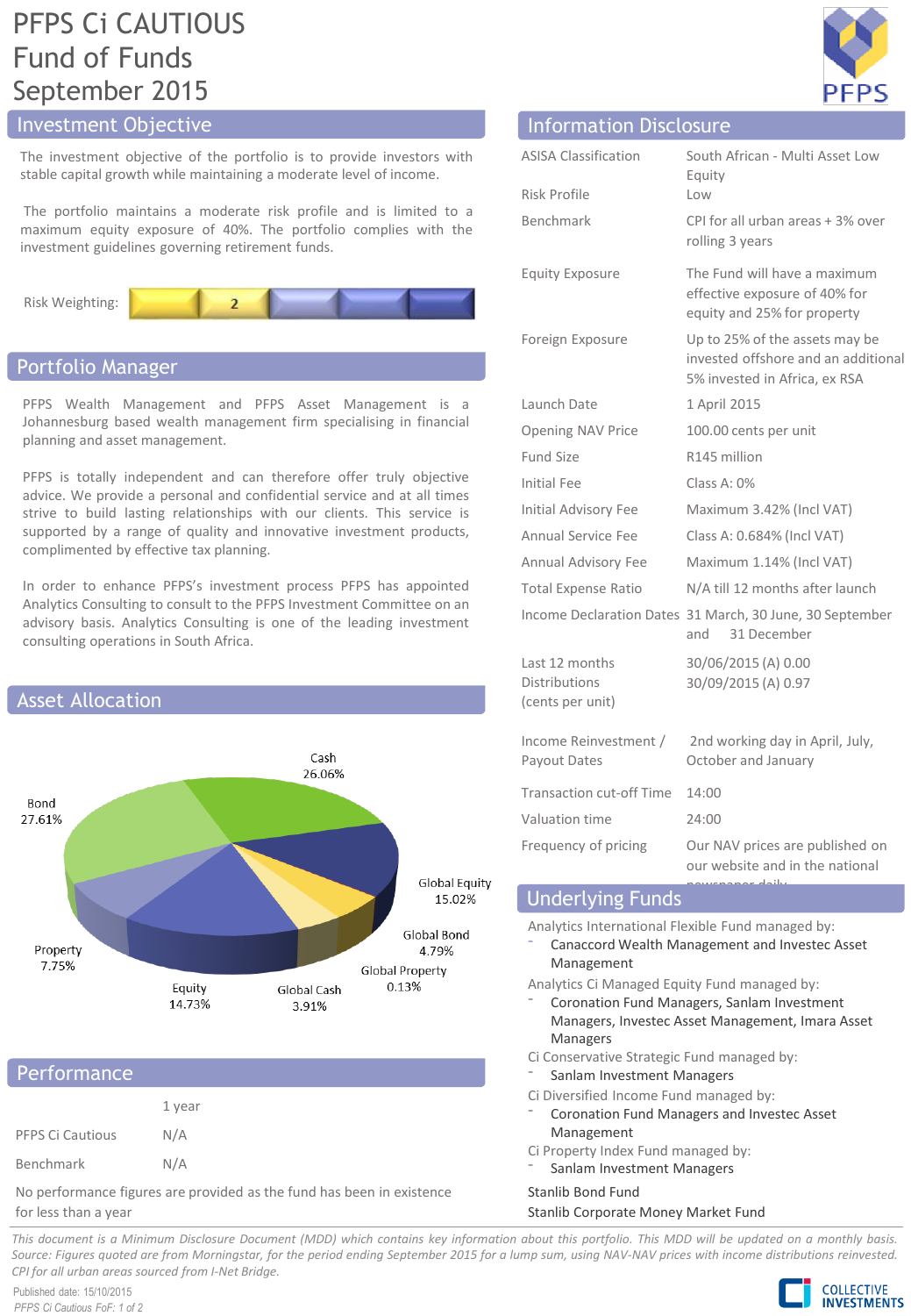# PFPS Ci CAUTIOUS Fund of Funds September 2015

## Investment Objective

The investment objective of the portfolio is to provide investors with stable capital growth while maintaining a moderate level of income.

The portfolio maintains a moderate risk profile and is limited to a maximum equity exposure of 40%. The portfolio complies with the investment guidelines governing retirement funds.

Risk Weighting: 2

## Portfolio Manager

PFPS Wealth Management and PFPS Asset Management is a Johannesburg based wealth management firm specialising in financial planning and asset management.

PFPS is totally independent and can therefore offer truly objective advice. We provide a personal and confidential service and at all times strive to build lasting relationships with our clients. This service is supported by a range of quality and innovative investment products, complimented by effective tax planning.

In order to enhance PFPS's investment process PFPS has appointed Analytics Consulting to consult to the PFPS Investment Committee on an advisory basis. Analytics Consulting is one of the leading investment consulting operations in South Africa.

## Asset Allocation

| Asset | Allocation |
|---|---|
| Cash | 26.06% |
| Global Equity | 15.02% |
| Global Bond | 4.79% |
| Global Property | 0.13% |
| Global Cash | 3.91% |
| Equity | 14.73% |
| Property | 7.75% |
| Bond | 27.61% |

## Performance

| | 1 year |
|---|---|
| PFPS Ci Cautious | N/A |
| Benchmark | N/A |

No performance figures are provided as the fund has been in existence for less than a year

## Information Disclosure

| | |
|---|---|
| ASISA Classification | South African - Multi Asset Low Equity |
| Risk Profile | Low |
| Benchmark | CPI for all urban areas + 3% over rolling 3 years |
| Equity Exposure | The Fund will have a maximum effective exposure of 40% for equity and 25% for property |
| Foreign Exposure | Up to 25% of the assets may be invested offshore and an additional 5% invested in Africa, ex RSA |
| Launch Date | 1 April 2015 |
| Opening NAV Price | 100.00 cents per unit |
| Fund Size | R145 million |
| Initial Fee | Class A: 0% |
| Initial Advisory Fee | Maximum 3.42% (Incl VAT) |
| Annual Service Fee | Class A: 0.684% (Incl VAT) |
| Annual Advisory Fee | Maximum 1.14% (Incl VAT) |
| Total Expense Ratio | N/A till 12 months after launch |
| Income Declaration Dates | 31 March, 30 June, 30 September and 31 December |
| Last 12 months Distributions (cents per unit) | 30/06/2015 (A) 0.00<br>30/09/2015 (A) 0.97 |
| Income Reinvestment / Payout Dates | 2nd working day in April, July, October and January |
| Transaction cut-off Time | 14:00 |
| Valuation time | 24:00 |
| Frequency of pricing | Our NAV prices are published on our website and in the national newspaper daily |

## Underlying Funds

Analytics International Flexible Fund managed by:
- Canaccord Wealth Management and Investec Asset Management

Analytics Ci Managed Equity Fund managed by:
- Coronation Fund Managers, Sanlam Investment Managers, Investec Asset Management, Imara Asset Managers

Ci Conservative Strategic Fund managed by:
- Sanlam Investment Managers

Ci Diversified Income Fund managed by:
- Coronation Fund Managers and Investec Asset Management

Ci Property Index Fund managed by:
- Sanlam Investment Managers

Stanlib Bond Fund

Stanlib Corporate Money Market Fund

*This document is a Minimum Disclosure Document (MDD) which contains key information about this portfolio. This MDD will be updated on a monthly basis. Source: Figures quoted are from Morningstar, for the period ending September 2015 for a lump sum, using NAV-NAV prices with income distributions reinvested. CPI for all urban areas sourced from I-Net Bridge.*

Published date: 15/10/2015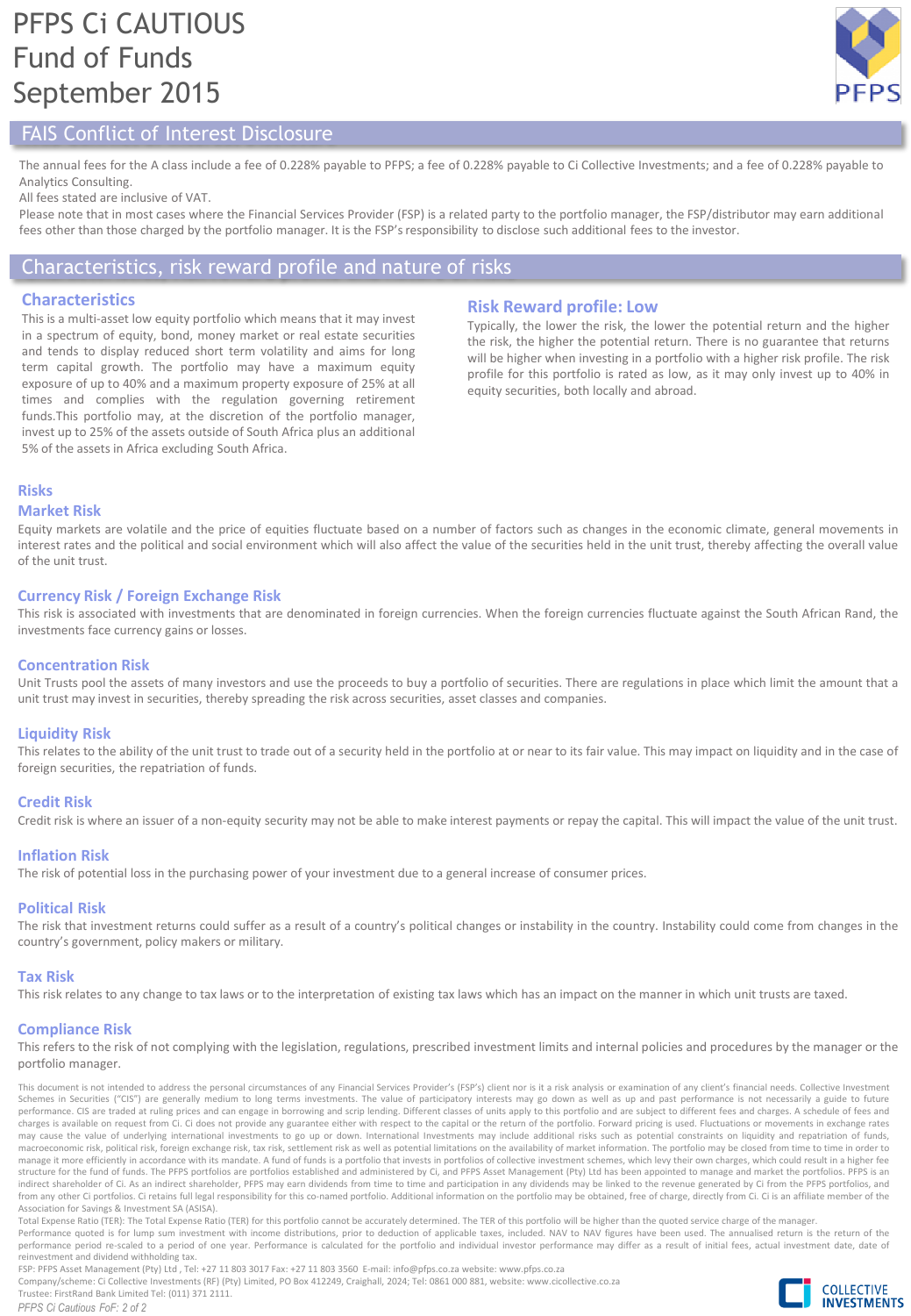# PFPS Ci CAUTIOUS Fund of Funds September 2015

## FAIS Conflict of Interest Disclosure

The annual fees for the A class include a fee of 0.228% payable to PFPS; a fee of 0.228% payable to Ci Collective Investments; and a fee of 0.228% payable to Analytics Consulting.

All fees stated are inclusive of VAT.

Please note that in most cases where the Financial Services Provider (FSP) is a related party to the portfolio manager, the FSP/distributor may earn additional fees other than those charged by the portfolio manager. It is the FSP's responsibility to disclose such additional fees to the investor.

## Characteristics, risk reward profile and nature of risks

### Characteristics

This is a multi-asset low equity portfolio which means that it may invest in a spectrum of equity, bond, money market or real estate securities and tends to display reduced short term volatility and aims for long term capital growth. The portfolio may have a maximum equity exposure of up to 40% and a maximum property exposure of 25% at all times and complies with the regulation governing retirement funds.This portfolio may, at the discretion of the portfolio manager, invest up to 25% of the assets outside of South Africa plus an additional 5% of the assets in Africa excluding South Africa.

### Risk Reward profile: Low

Typically, the lower the risk, the lower the potential return and the higher the risk, the higher the potential return. There is no guarantee that returns will be higher when investing in a portfolio with a higher risk profile. The risk profile for this portfolio is rated as low, as it may only invest up to 40% in equity securities, both locally and abroad.

### Risks

#### Market Risk

Equity markets are volatile and the price of equities fluctuate based on a number of factors such as changes in the economic climate, general movements in interest rates and the political and social environment which will also affect the value of the securities held in the unit trust, thereby affecting the overall value of the unit trust.

#### Currency Risk / Foreign Exchange Risk

This risk is associated with investments that are denominated in foreign currencies. When the foreign currencies fluctuate against the South African Rand, the investments face currency gains or losses.

#### Concentration Risk

Unit Trusts pool the assets of many investors and use the proceeds to buy a portfolio of securities. There are regulations in place which limit the amount that a unit trust may invest in securities, thereby spreading the risk across securities, asset classes and companies.

#### Liquidity Risk

This relates to the ability of the unit trust to trade out of a security held in the portfolio at or near to its fair value. This may impact on liquidity and in the case of foreign securities, the repatriation of funds.

#### Credit Risk

Credit risk is where an issuer of a non-equity security may not be able to make interest payments or repay the capital. This will impact the value of the unit trust.

#### Inflation Risk

The risk of potential loss in the purchasing power of your investment due to a general increase of consumer prices.

#### Political Risk

The risk that investment returns could suffer as a result of a country's political changes or instability in the country. Instability could come from changes in the country's government, policy makers or military.

#### Tax Risk

This risk relates to any change to tax laws or to the interpretation of existing tax laws which has an impact on the manner in which unit trusts are taxed.

#### Compliance Risk

This refers to the risk of not complying with the legislation, regulations, prescribed investment limits and internal policies and procedures by the manager or the portfolio manager.

This document is not intended to address the personal circumstances of any Financial Services Provider's (FSP's) client nor is it a risk analysis or examination of any client's financial needs. Collective Investment Schemes in Securities ("CIS") are generally medium to long terms investments. The value of participatory interests may go down as well as up and past performance is not necessarily a guide to future performance. CIS are traded at ruling prices and can engage in borrowing and scrip lending. Different classes of units apply to this portfolio and are subject to different fees and charges. A schedule of fees and charges is available on request from Ci. Ci does not provide any guarantee either with respect to the capital or the return of the portfolio. Forward pricing is used. Fluctuations or movements in exchange rates may cause the value of international investments to go up or down. International Investments may include additional risks such as potential constraints on liquidity and repatriation of funds, macroeconomic risk, political risk, foreign exchange risk, tax risk, settlement risk as well as potential limitations on the availability of market information. The portfolio may be closed from time to time in order to manage it more efficiently in accordance with its mandate. A fund of funds is a portfolio that invests in portfolios of collective investment schemes, which levy their own charges, which could result in a higher fee structure for the fund of funds. The PFPS portfolios are portfolios established and administered by Ci, and PFPS Asset Management (Pty) Ltd has been appointed to manage and market the portfolios. PFPS is an indirect shareholder of Ci. As an indirect shareholder, PFPS may earn dividends from time to time and participation in any dividends may be linked to the revenue generated by Ci from the PFPS portfolios, and from any other Ci portfolios. Ci retains full legal responsibility for this co-named portfolio. Additional information on the portfolio may be obtained, free of charge, directly from Ci. Ci is an affiliate member of the Association for Savings & Investment SA (ASISA).

Total Expense Ratio (TER): The Total Expense Ratio (TER) for this portfolio cannot be accurately determined. The TER of this portfolio will be higher than the quoted service charge of the manager.

Performance quoted is for lump sum investment with income distributions, prior to deduction of applicable taxes, included. NAV to NAV figures have been used. The annualised return is the return of the performance period re-scaled to a period of one year. Performance is calculated for the portfolio and individual investor performance may differ as a result of initial fees, actual investment date, date of reinvestment and dividend withholding tax.

FSP: PFPS Asset Management (Pty) Ltd , Tel: +27 11 803 3017 Fax: +27 11 803 3560 E-mail: info@pfps.co.za website: www.pfps.co.za

Company/scheme: Ci Collective Investments (RF) (Pty) Limited, PO Box 412249, Craighall, 2024; Tel: 0861 000 881, website: www.cicollective.co.za

Trustee: FirstRand Bank Limited Tel: (011) 371 2111.